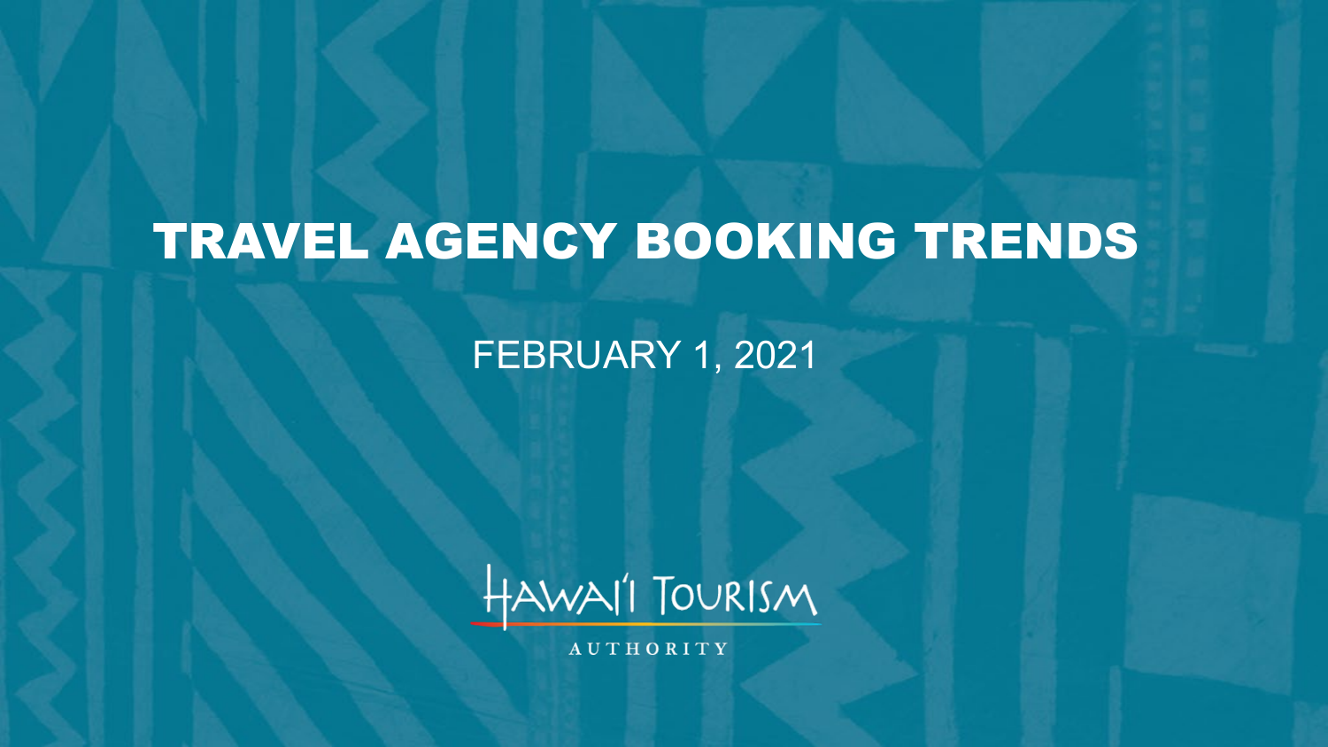# TRAVEL AGENCY BOOKING TRENDS

FEBRUARY 1, 2021

HAWAI'I TOURISM AUTHORITY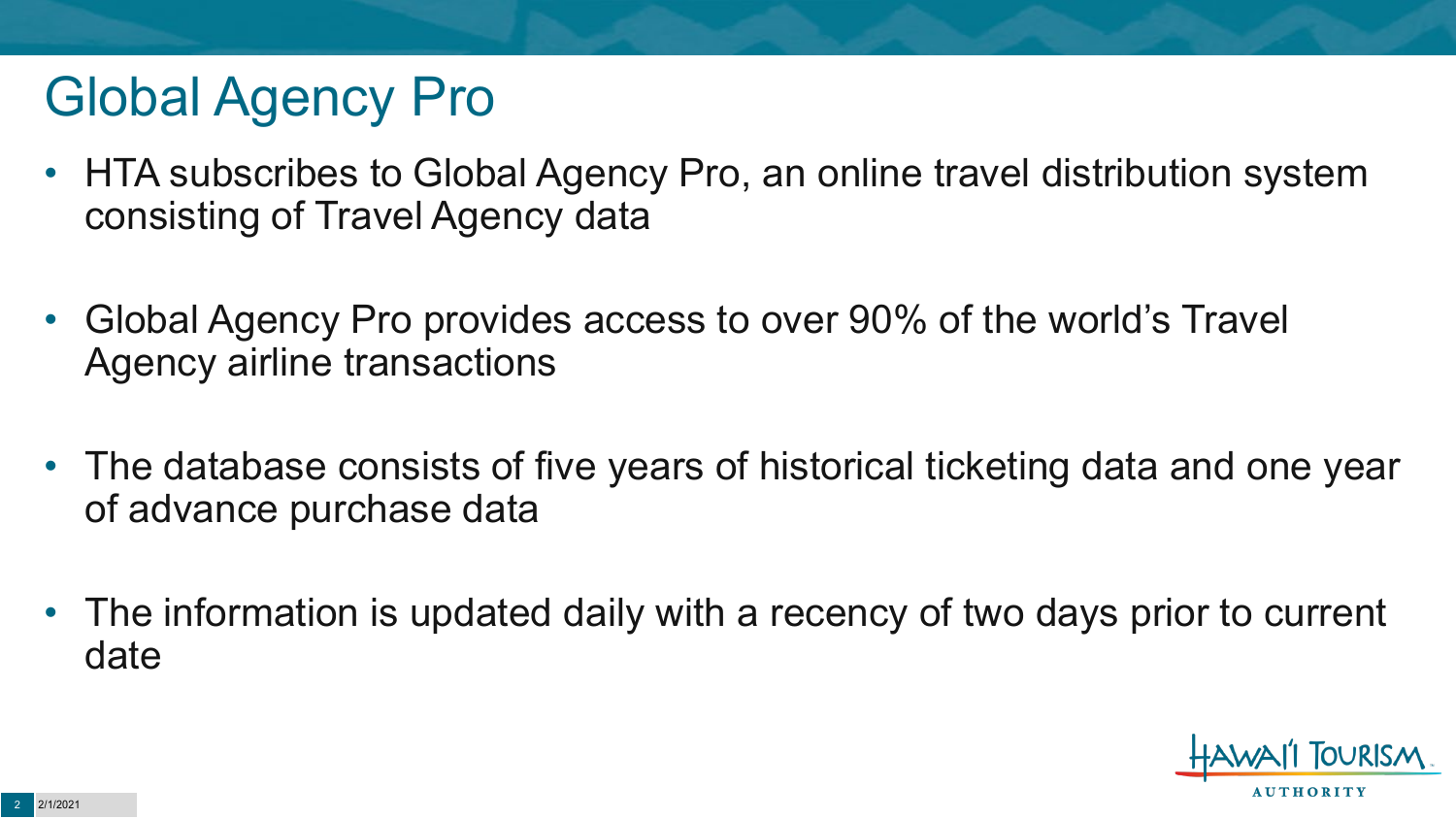# Global Agency Pro

- HTA subscribes to Global Agency Pro, an online travel distribution system consisting of Travel Agency data
- Global Agency Pro provides access to over 90% of the world's Travel Agency airline transactions
- The database consists of five years of historical ticketing data and one year of advance purchase data
- The information is updated daily with a recency of two days prior to current date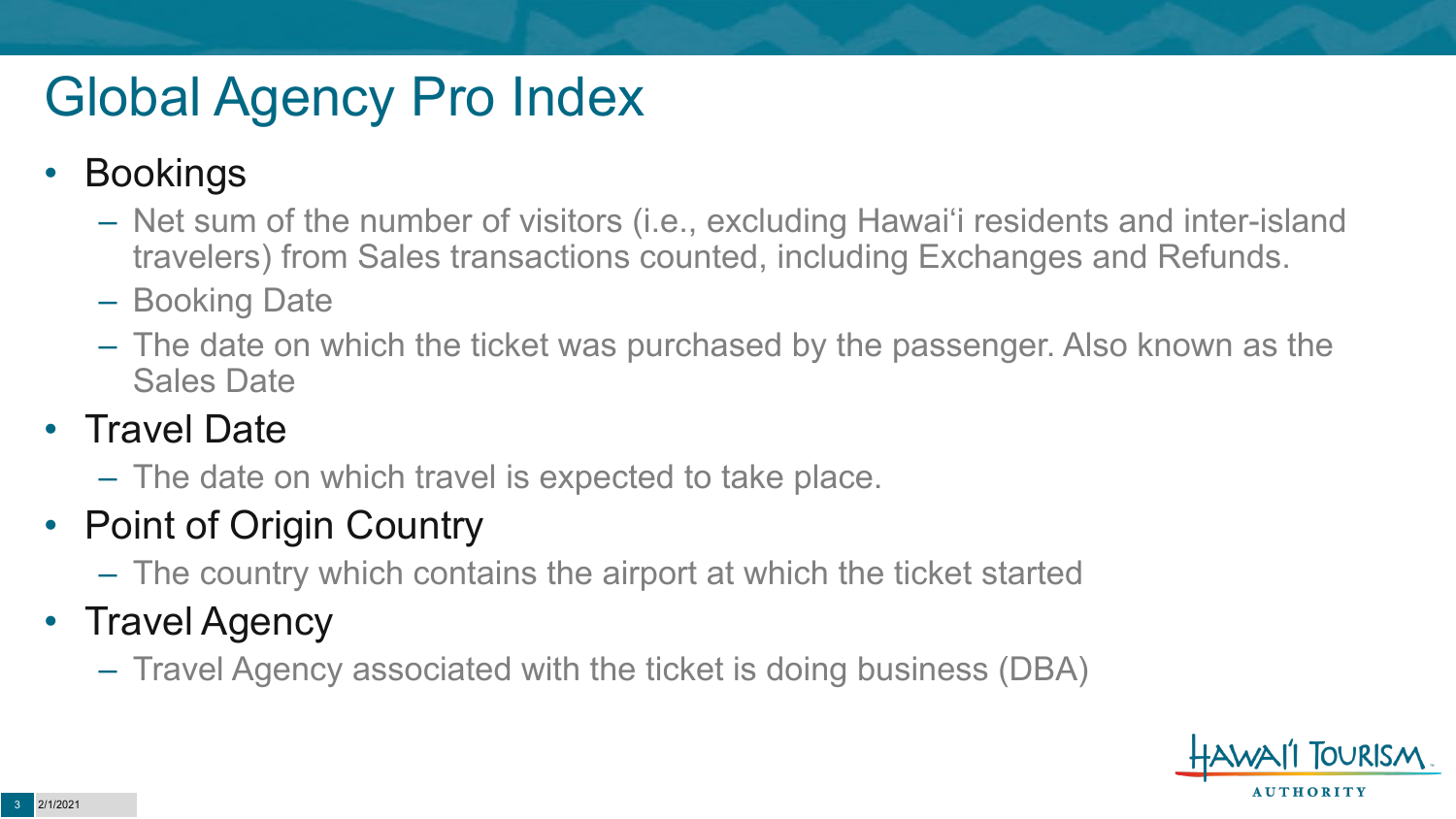# Global Agency Pro Index

- Bookings
  - Net sum of the number of visitors (i.e., excluding Hawai'i residents and inter-island travelers) from Sales transactions counted, including Exchanges and Refunds.
  - Booking Date
  - The date on which the ticket was purchased by the passenger. Also known as the Sales Date
- Travel Date
  - The date on which travel is expected to take place.
- Point of Origin Country
  - The country which contains the airport at which the ticket started
- Travel Agency
  - Travel Agency associated with the ticket is doing business (DBA)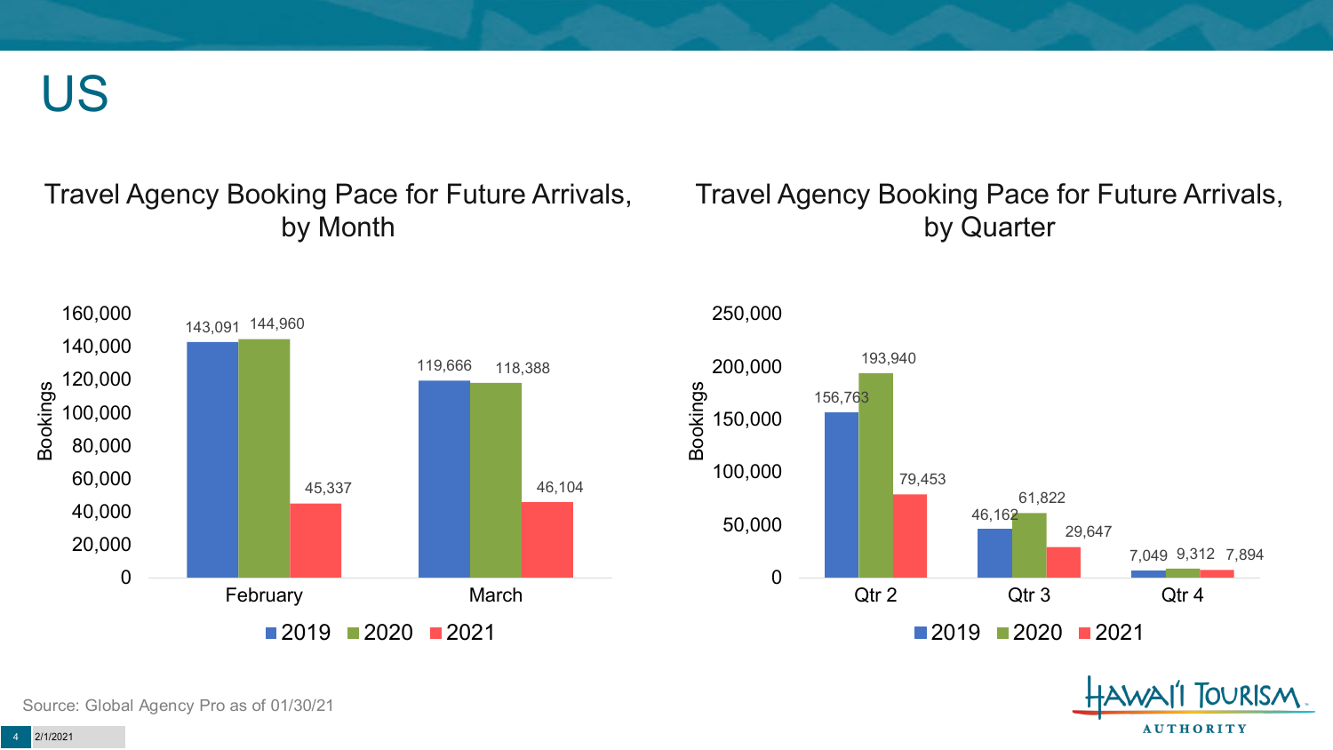# US

## Travel Agency Booking Pace for Future Arrivals, by Month

| Month | 2019 | 2020 | 2021 |
| --- | --- | --- | --- |
| February | 143,091 | 144,960 | 45,337 |
| March | 119,666 | 118,388 | 46,104 |

## Travel Agency Booking Pace for Future Arrivals, by Quarter

| Quarter | 2019 | 2020 | 2021 |
| --- | --- | --- | --- |
| Qtr 2 | 156,763 | 193,940 | 79,453 |
| Qtr 3 | 46,162 | 61,822 | 29,647 |
| Qtr 4 | 7,049 | 9,312 | 7,894 |

Source: Global Agency Pro as of 01/30/21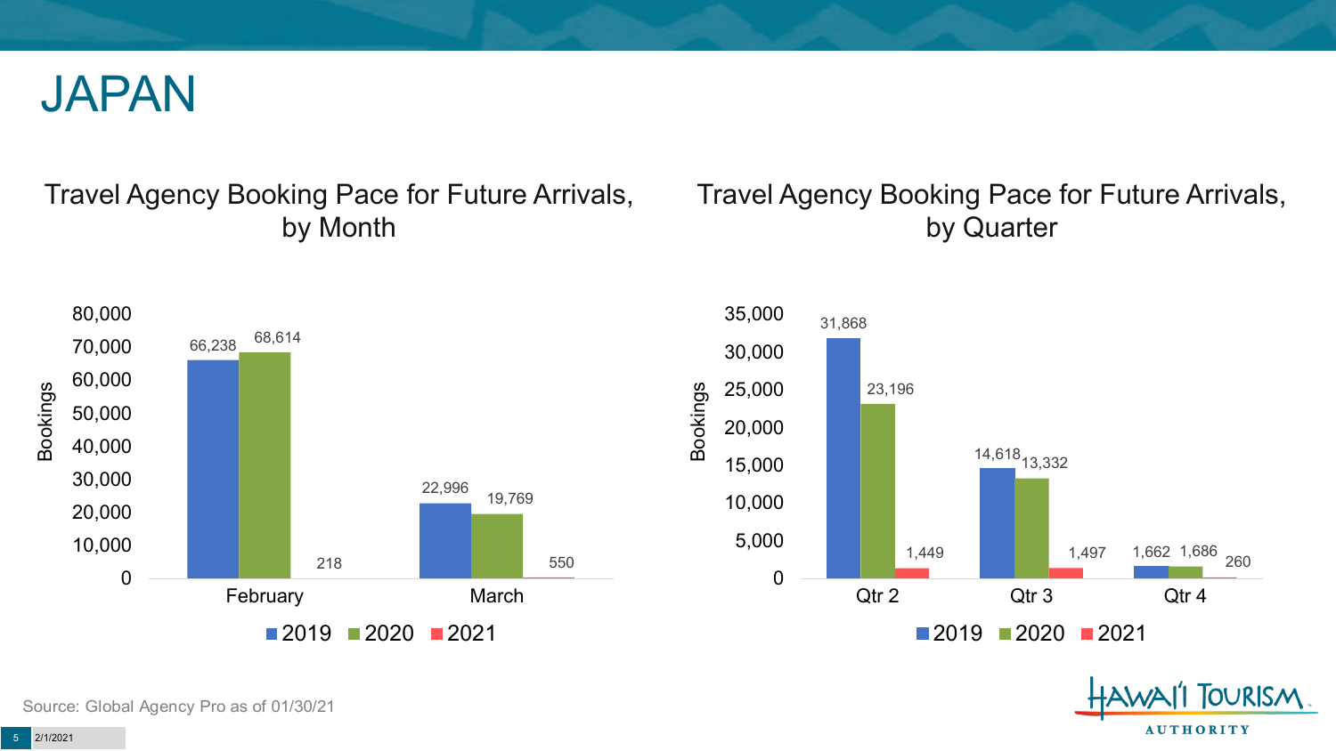# JAPAN

## Travel Agency Booking Pace for Future Arrivals, by Month

| Month | 2019 | 2020 | 2021 |
|---|---|---|---|
| February | 66,238 | 68,614 | 218 |
| March | 22,996 | 19,769 | 550 |

## Travel Agency Booking Pace for Future Arrivals, by Quarter

| Quarter | 2019 | 2020 | 2021 |
|---|---|---|---|
| Qtr 2 | 31,868 | 23,196 | 1,449 |
| Qtr 3 | 14,618 | 13,332 | 1,497 |
| Qtr 4 | 1,662 | 1,686 | 260 |

Source: Global Agency Pro as of 01/30/21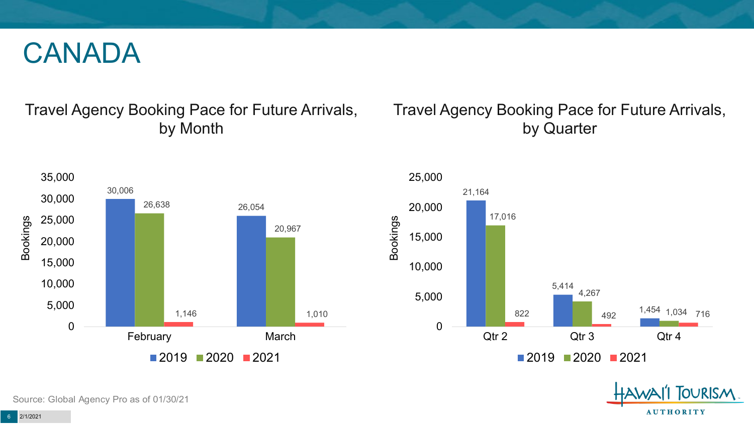# CANADA

## Travel Agency Booking Pace for Future Arrivals, by Month

| Month | 2019 | 2020 | 2021 |
|---|---|---|---|
| February | 30,006 | 26,638 | 1,146 |
| March | 26,054 | 20,967 | 1,010 |

## Travel Agency Booking Pace for Future Arrivals, by Quarter

| Quarter | 2019 | 2020 | 2021 |
|---|---|---|---|
| Qtr 2 | 21,164 | 17,016 | 822 |
| Qtr 3 | 5,414 | 4,267 | 492 |
| Qtr 4 | 1,454 | 1,034 | 716 |

Source: Global Agency Pro as of 01/30/21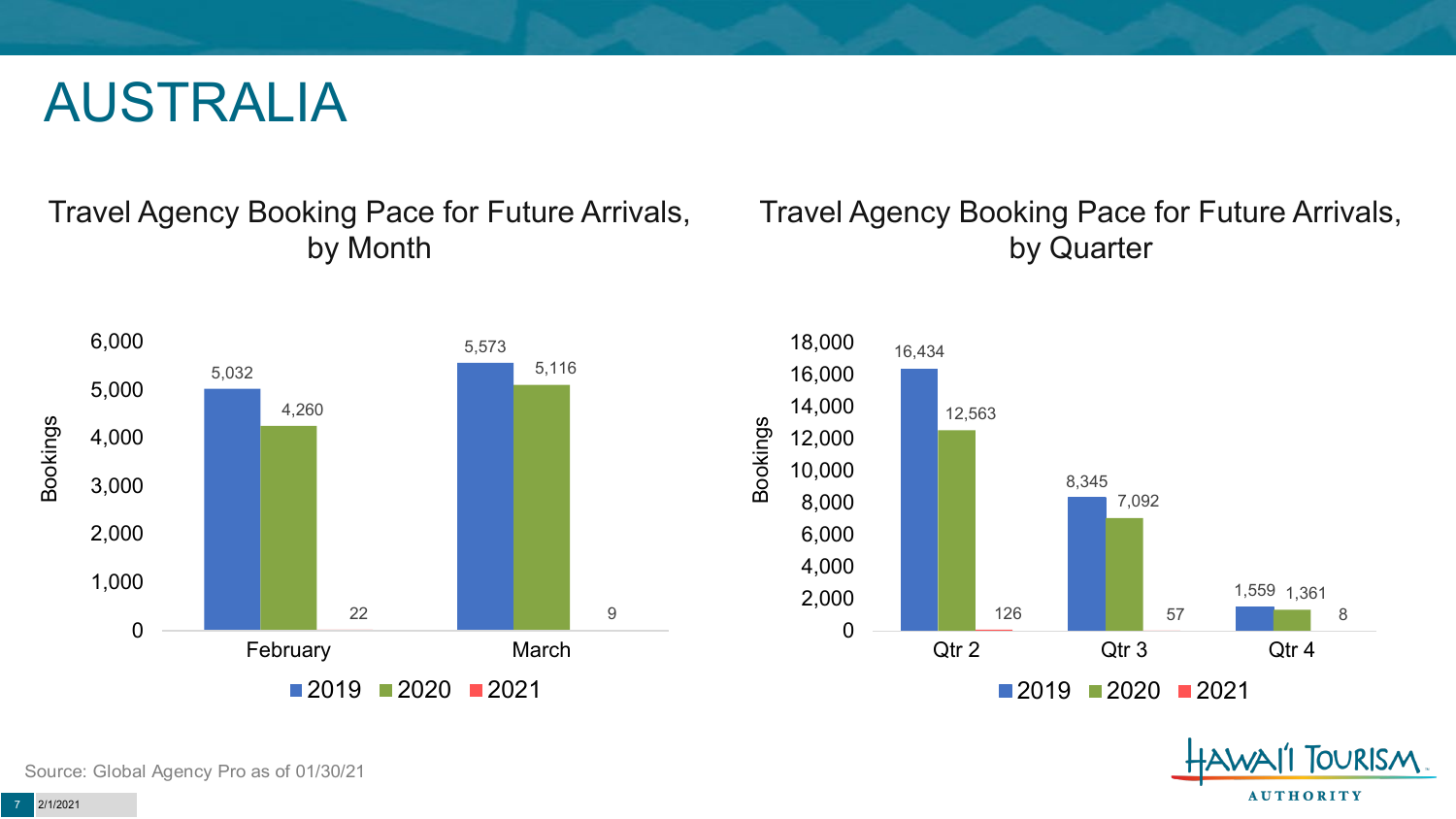# AUSTRALIA

## Travel Agency Booking Pace for Future Arrivals, by Month

| Month | 2019 | 2020 | 2021 |
| --- | --- | --- | --- |
| February | 5,032 | 4,260 | 22 |
| March | 5,573 | 5,116 | 9 |

## Travel Agency Booking Pace for Future Arrivals, by Quarter

| Quarter | 2019 | 2020 | 2021 |
| --- | --- | --- | --- |
| Qtr 2 | 16,434 | 12,563 | 126 |
| Qtr 3 | 8,345 | 7,092 | 57 |
| Qtr 4 | 1,559 | 1,361 | 8 |

Source: Global Agency Pro as of 01/30/21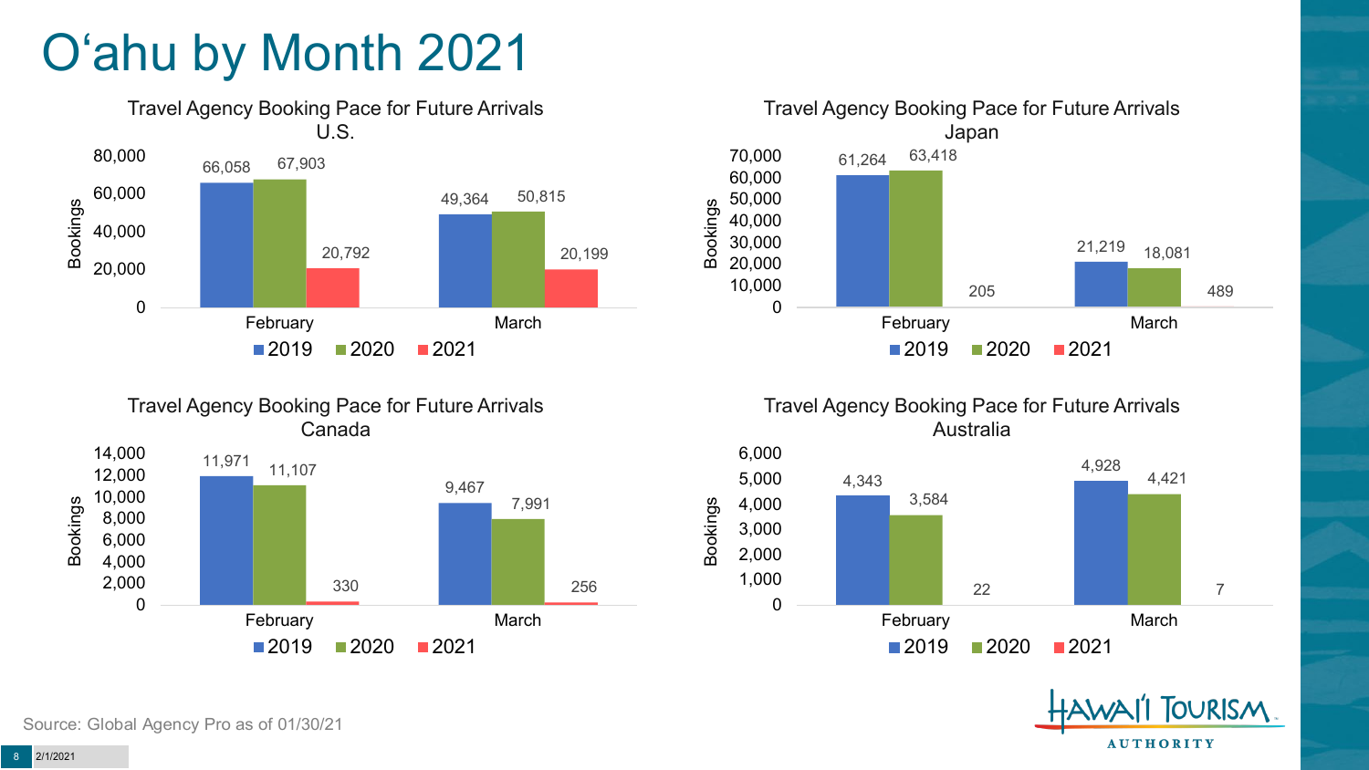# O'ahu by Month 2021

### Travel Agency Booking Pace for Future Arrivals U.S.

| Month | 2019 | 2020 | 2021 |
|---|---|---|---|
| February | 66,058 | 67,903 | 20,792 |
| March | 49,364 | 50,815 | 20,199 |

### Travel Agency Booking Pace for Future Arrivals Japan

| Month | 2019 | 2020 | 2021 |
|---|---|---|---|
| February | 61,264 | 63,418 | 205 |
| March | 21,219 | 18,081 | 489 |

### Travel Agency Booking Pace for Future Arrivals Canada

| Month | 2019 | 2020 | 2021 |
|---|---|---|---|
| February | 11,971 | 11,107 | 330 |
| March | 9,467 | 7,991 | 256 |

### Travel Agency Booking Pace for Future Arrivals Australia

| Month | 2019 | 2020 | 2021 |
|---|---|---|---|
| February | 4,343 | 3,584 | 22 |
| March | 4,928 | 4,421 | 7 |

Source: Global Agency Pro as of 01/30/21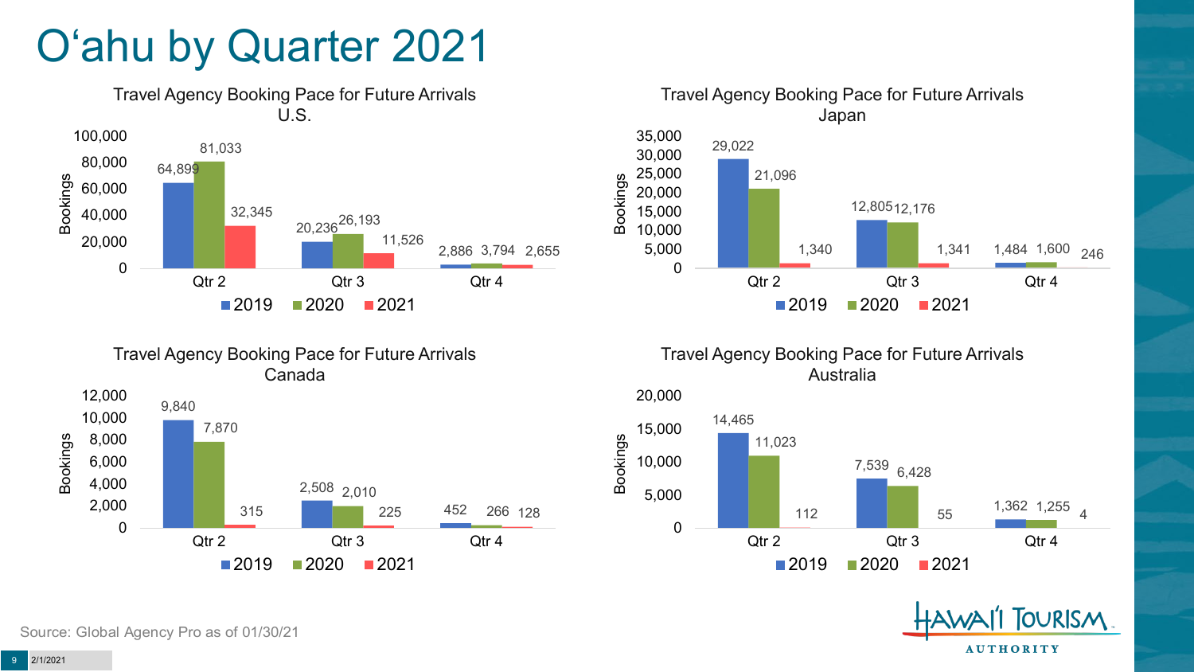# O'ahu by Quarter 2021

### Travel Agency Booking Pace for Future Arrivals U.S.

| Bookings | 2019 | 2020 | 2021 |
| --- | --- | --- | --- |
| Qtr 2 | 64,899 | 81,033 | 32,345 |
| Qtr 3 | 20,236 | 26,193 | 11,526 |
| Qtr 4 | 2,886 | 3,794 | 2,655 |

### Travel Agency Booking Pace for Future Arrivals Japan

| Bookings | 2019 | 2020 | 2021 |
| --- | --- | --- | --- |
| Qtr 2 | 29,022 | 21,096 | 1,340 |
| Qtr 3 | 12,805 | 12,176 | 1,341 |
| Qtr 4 | 1,484 | 1,600 | 246 |

### Travel Agency Booking Pace for Future Arrivals Canada

| Bookings | 2019 | 2020 | 2021 |
| --- | --- | --- | --- |
| Qtr 2 | 9,840 | 7,870 | 315 |
| Qtr 3 | 2,508 | 2,010 | 225 |
| Qtr 4 | 452 | 266 | 128 |

### Travel Agency Booking Pace for Future Arrivals Australia

| Bookings | 2019 | 2020 | 2021 |
| --- | --- | --- | --- |
| Qtr 2 | 14,465 | 11,023 | 112 |
| Qtr 3 | 7,539 | 6,428 | 55 |
| Qtr 4 | 1,362 | 1,255 | 4 |

Source: Global Agency Pro as of 01/30/21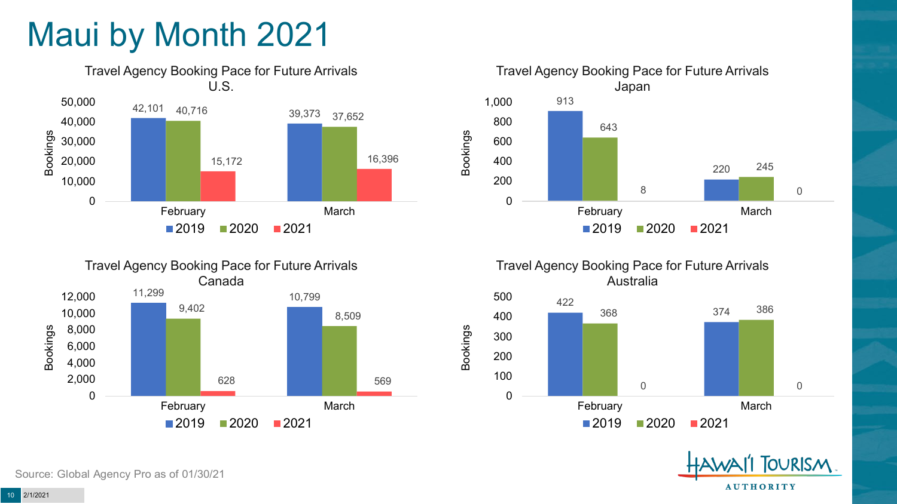# Maui by Month 2021

### Travel Agency Booking Pace for Future Arrivals U.S.

| Bookings | 2019 | 2020 | 2021 |
|---|---|---|---|
| February | 42,101 | 40,716 | 15,172 |
| March | 39,373 | 37,652 | 16,396 |

### Travel Agency Booking Pace for Future Arrivals Japan

| Bookings | 2019 | 2020 | 2021 |
|---|---|---|---|
| February | 913 | 643 | 8 |
| March | 220 | 245 | 0 |

### Travel Agency Booking Pace for Future Arrivals Canada

| Bookings | 2019 | 2020 | 2021 |
|---|---|---|---|
| February | 11,299 | 9,402 | 628 |
| March | 10,799 | 8,509 | 569 |

### Travel Agency Booking Pace for Future Arrivals Australia

| Bookings | 2019 | 2020 | 2021 |
|---|---|---|---|
| February | 422 | 368 | 0 |
| March | 374 | 386 | 0 |

Source: Global Agency Pro as of 01/30/21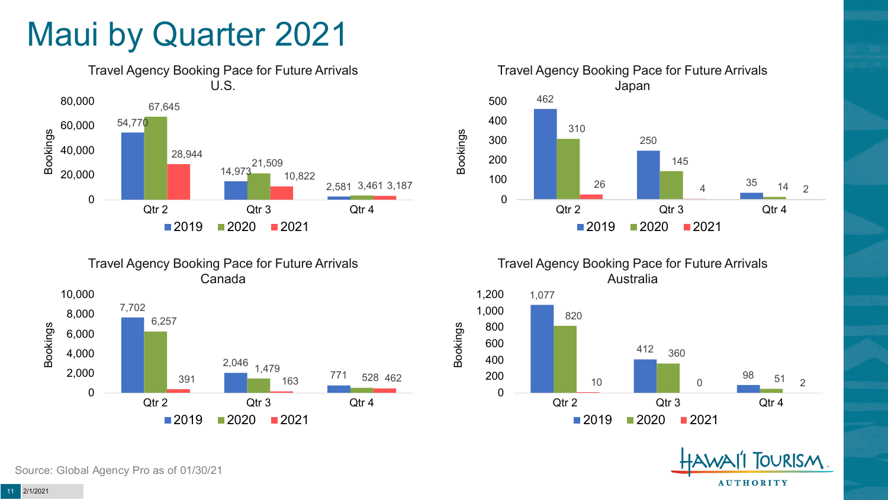# Maui by Quarter 2021

## Travel Agency Booking Pace for Future Arrivals U.S.

| | 2019 | 2020 | 2021 |
|---|---|---|---|
| Qtr 2 | 54,770 | 67,645 | 28,944 |
| Qtr 3 | 14,973 | 21,509 | 10,822 |
| Qtr 4 | 2,581 | 3,461 | 3,187 |

## Travel Agency Booking Pace for Future Arrivals Japan

| | 2019 | 2020 | 2021 |
|---|---|---|---|
| Qtr 2 | 462 | 310 | 26 |
| Qtr 3 | 250 | 145 | 4 |
| Qtr 4 | 35 | 14 | 2 |

## Travel Agency Booking Pace for Future Arrivals Canada

| | 2019 | 2020 | 2021 |
|---|---|---|---|
| Qtr 2 | 7,702 | 6,257 | 391 |
| Qtr 3 | 2,046 | 1,479 | 163 |
| Qtr 4 | 771 | 528 | 462 |

## Travel Agency Booking Pace for Future Arrivals Australia

| | 2019 | 2020 | 2021 |
|---|---|---|---|
| Qtr 2 | 1,077 | 820 | 10 |
| Qtr 3 | 412 | 360 | 0 |
| Qtr 4 | 98 | 51 | 2 |

Source: Global Agency Pro as of 01/30/21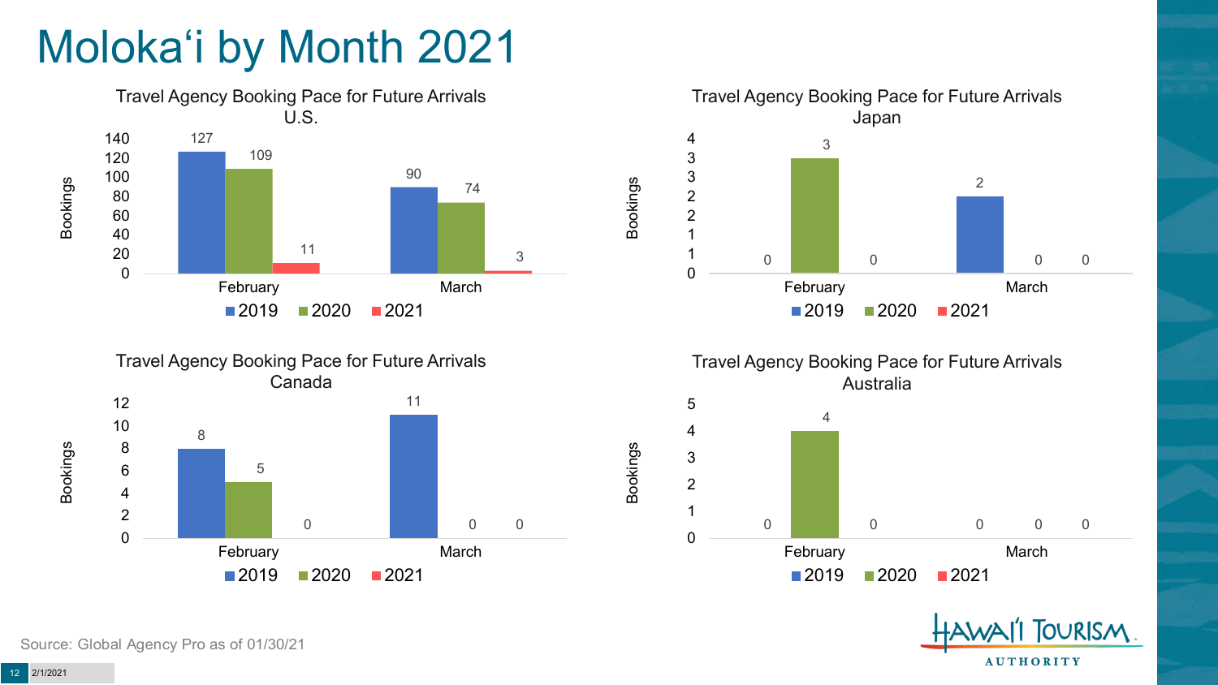# Molokaʻi by Month 2021

### Travel Agency Booking Pace for Future Arrivals U.S.

| Bookings | 2019 | 2020 | 2021 |
|---|---|---|---|
| February | 127 | 109 | 11 |
| March | 90 | 74 | 3 |

### Travel Agency Booking Pace for Future Arrivals Japan

| Bookings | 2019 | 2020 | 2021 |
|---|---|---|---|
| February | 0 | 3 | 0 |
| March | 2 | 0 | 0 |

### Travel Agency Booking Pace for Future Arrivals Canada

| Bookings | 2019 | 2020 | 2021 |
|---|---|---|---|
| February | 8 | 5 | 0 |
| March | 11 | 0 | 0 |

### Travel Agency Booking Pace for Future Arrivals Australia

| Bookings | 2019 | 2020 | 2021 |
|---|---|---|---|
| February | 0 | 4 | 0 |
| March | 0 | 0 | 0 |

Source: Global Agency Pro as of 01/30/21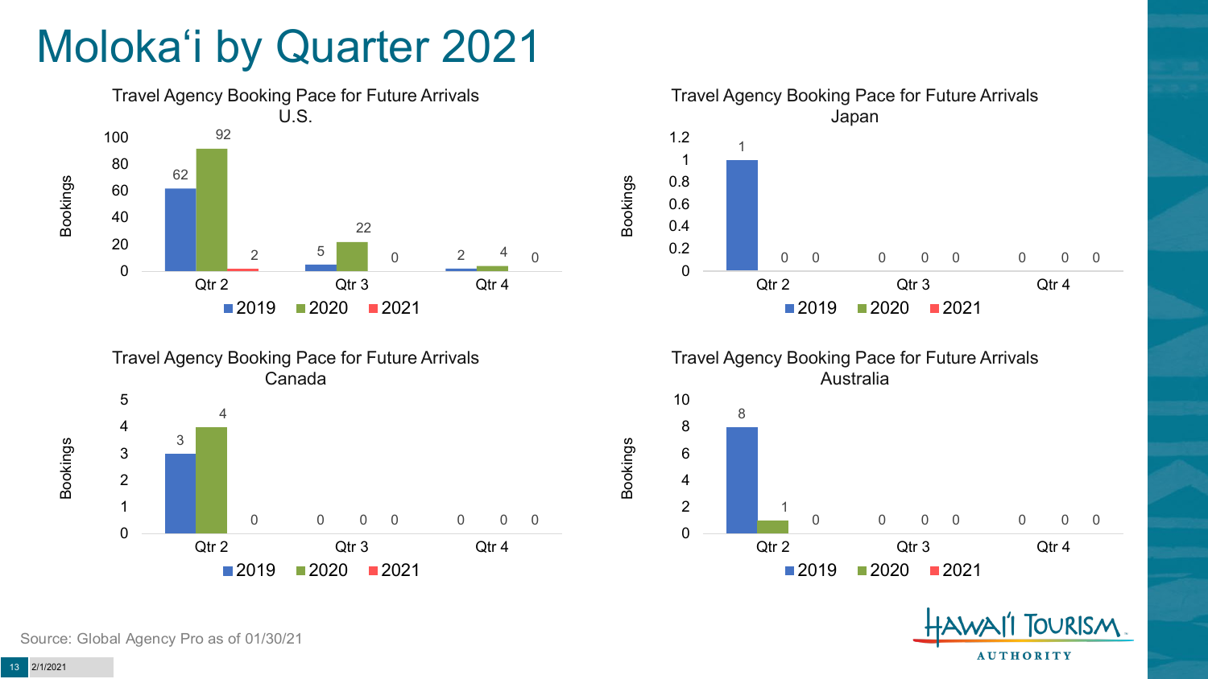# Molokaʻi by Quarter 2021

### Travel Agency Booking Pace for Future Arrivals U.S.

| Bookings | 2019 | 2020 | 2021 |
| --- | --- | --- | --- |
| Qtr 2 | 62 | 92 | 2 |
| Qtr 3 | 5 | 22 | 0 |
| Qtr 4 | 2 | 4 | 0 |

### Travel Agency Booking Pace for Future Arrivals Japan

| Bookings | 2019 | 2020 | 2021 |
| --- | --- | --- | --- |
| Qtr 2 | 1 | 0 | 0 |
| Qtr 3 | 0 | 0 | 0 |
| Qtr 4 | 0 | 0 | 0 |

### Travel Agency Booking Pace for Future Arrivals Canada

| Bookings | 2019 | 2020 | 2021 |
| --- | --- | --- | --- |
| Qtr 2 | 3 | 4 | 0 |
| Qtr 3 | 0 | 0 | 0 |
| Qtr 4 | 0 | 0 | 0 |

### Travel Agency Booking Pace for Future Arrivals Australia

| Bookings | 2019 | 2020 | 2021 |
| --- | --- | --- | --- |
| Qtr 2 | 8 | 1 | 0 |
| Qtr 3 | 0 | 0 | 0 |
| Qtr 4 | 0 | 0 | 0 |

Source: Global Agency Pro as of 01/30/21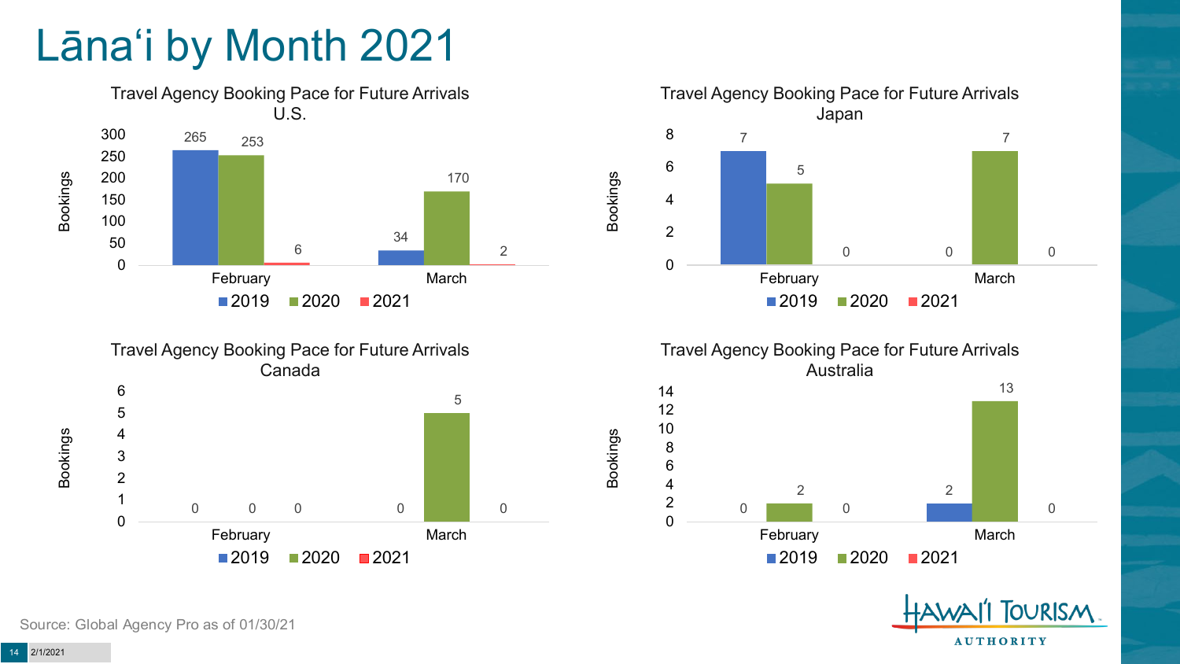# Lāna'i by Month 2021

### Travel Agency Booking Pace for Future Arrivals U.S.

| Bookings | 2019 | 2020 | 2021 |
| --- | --- | --- | --- |
| February | 265 | 253 | 6 |
| March | 34 | 170 | 2 |

### Travel Agency Booking Pace for Future Arrivals Japan

| Bookings | 2019 | 2020 | 2021 |
| --- | --- | --- | --- |
| February | 7 | 5 | 0 |
| March | 0 | 7 | 0 |

### Travel Agency Booking Pace for Future Arrivals Canada

| Bookings | 2019 | 2020 | 2021 |
| --- | --- | --- | --- |
| February | 0 | 0 | 0 |
| March | 0 | 5 | 0 |

### Travel Agency Booking Pace for Future Arrivals Australia

| Bookings | 2019 | 2020 | 2021 |
| --- | --- | --- | --- |
| February | 0 | 2 | 0 |
| March | 2 | 13 | 0 |

Source: Global Agency Pro as of 01/30/21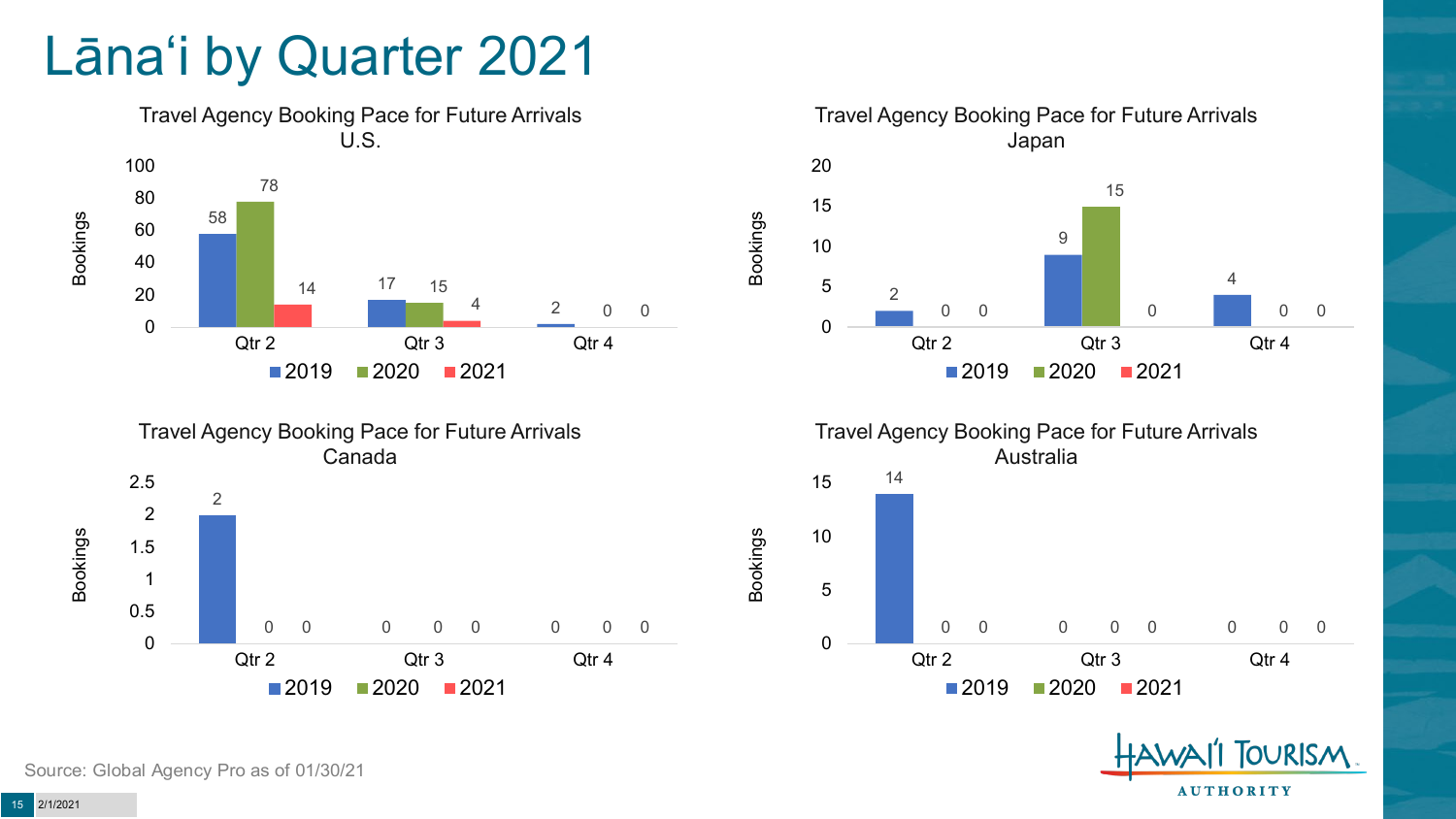# Lānaʻi by Quarter 2021

### Travel Agency Booking Pace for Future Arrivals U.S.

| Bookings | 2019 | 2020 | 2021 |
|---|---|---|---|
| Qtr 2 | 58 | 78 | 14 |
| Qtr 3 | 17 | 15 | 4 |
| Qtr 4 | 2 | 0 | 0 |

### Travel Agency Booking Pace for Future Arrivals Japan

| Bookings | 2019 | 2020 | 2021 |
|---|---|---|---|
| Qtr 2 | 2 | 0 | 0 |
| Qtr 3 | 9 | 15 | 0 |
| Qtr 4 | 4 | 0 | 0 |

### Travel Agency Booking Pace for Future Arrivals Canada

| Bookings | 2019 | 2020 | 2021 |
|---|---|---|---|
| Qtr 2 | 2 | 0 | 0 |
| Qtr 3 | 0 | 0 | 0 |
| Qtr 4 | 0 | 0 | 0 |

### Travel Agency Booking Pace for Future Arrivals Australia

| Bookings | 2019 | 2020 | 2021 |
|---|---|---|---|
| Qtr 2 | 14 | 0 | 0 |
| Qtr 3 | 0 | 0 | 0 |
| Qtr 4 | 0 | 0 | 0 |

Source: Global Agency Pro as of 01/30/21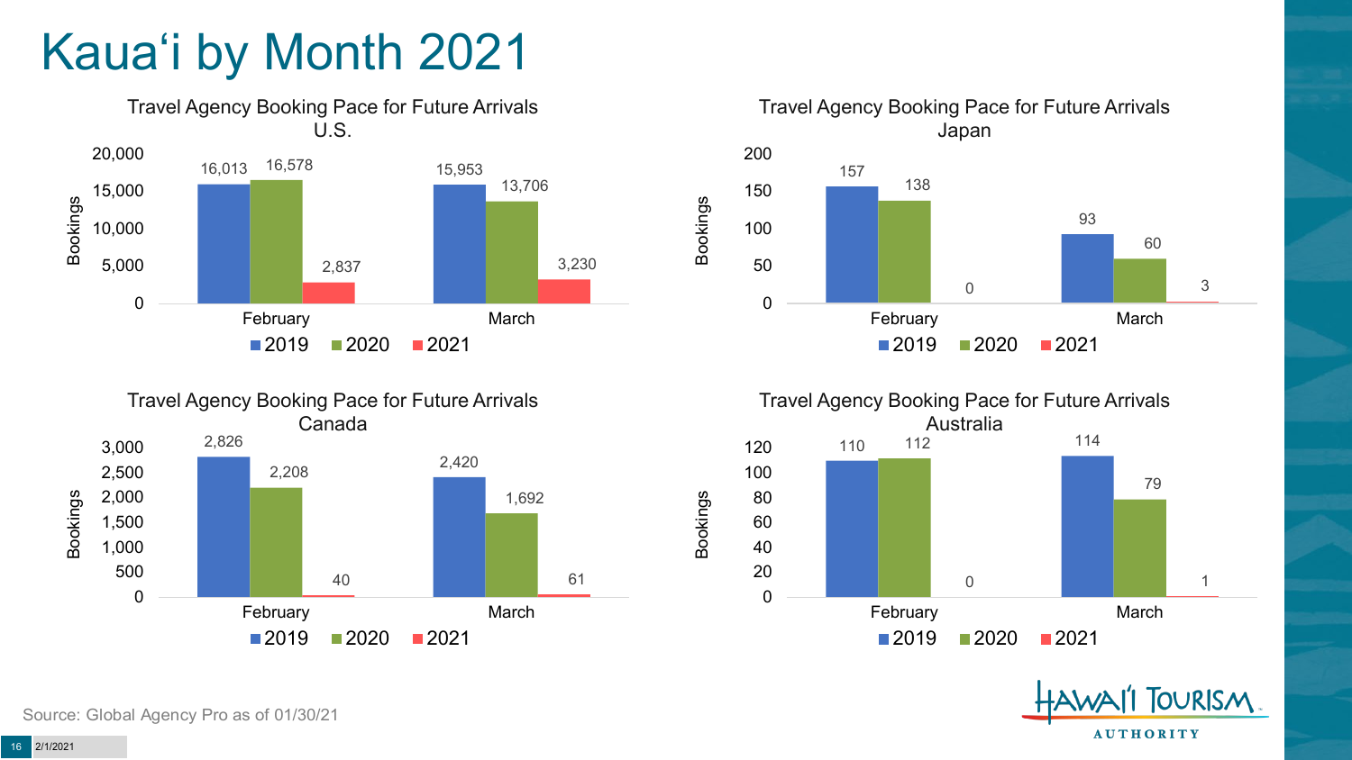# Kauaʻi by Month 2021

### Travel Agency Booking Pace for Future Arrivals U.S.

| Month | 2019 | 2020 | 2021 |
|---|---|---|---|
| February | 16,013 | 16,578 | 2,837 |
| March | 15,953 | 13,706 | 3,230 |

### Travel Agency Booking Pace for Future Arrivals Japan

| Month | 2019 | 2020 | 2021 |
|---|---|---|---|
| February | 157 | 138 | 0 |
| March | 93 | 60 | 3 |

### Travel Agency Booking Pace for Future Arrivals Canada

| Month | 2019 | 2020 | 2021 |
|---|---|---|---|
| February | 2,826 | 2,208 | 40 |
| March | 2,420 | 1,692 | 61 |

### Travel Agency Booking Pace for Future Arrivals Australia

| Month | 2019 | 2020 | 2021 |
|---|---|---|---|
| February | 110 | 112 | 0 |
| March | 114 | 79 | 1 |

Source: Global Agency Pro as of 01/30/21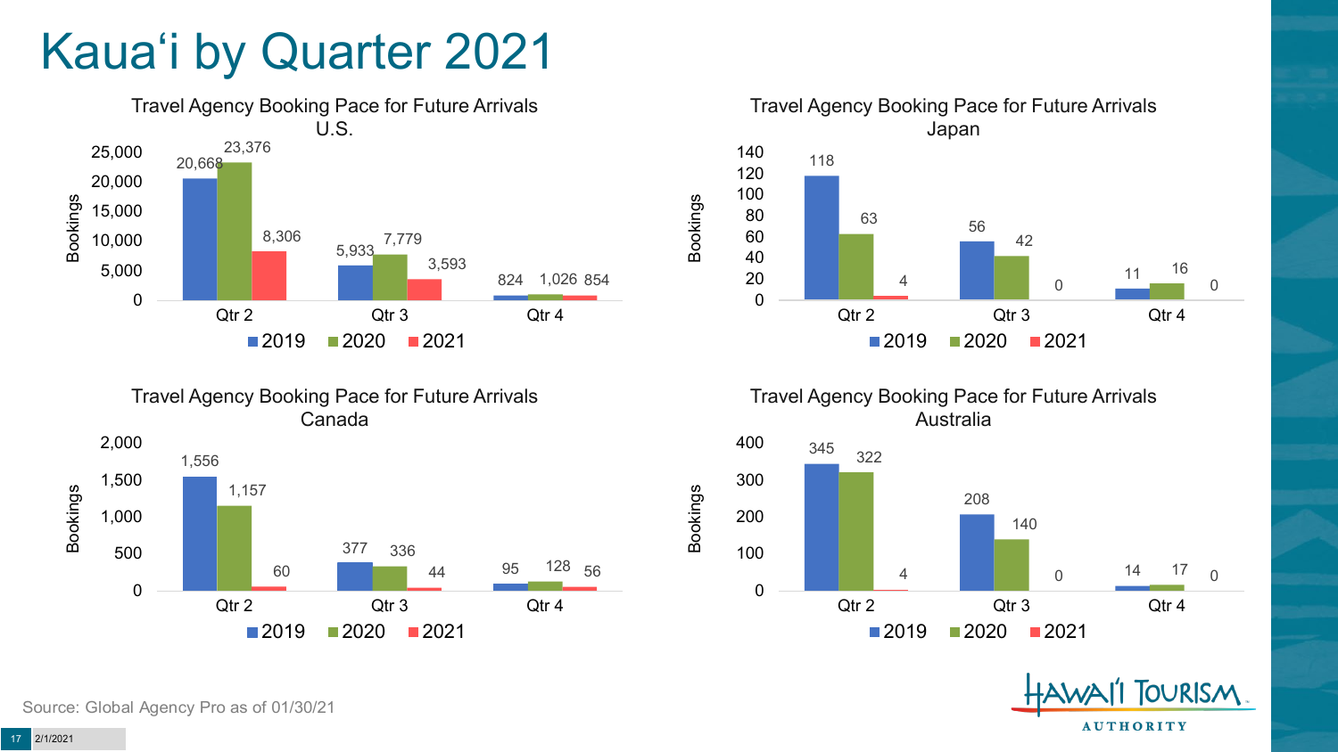# Kaua'i by Quarter 2021

### Travel Agency Booking Pace for Future Arrivals U.S.

| | 2019 | 2020 | 2021 |
|---|---|---|---|
| Qtr 2 | 20,668 | 23,376 | 8,306 |
| Qtr 3 | 5,933 | 7,779 | 3,593 |
| Qtr 4 | 824 | 1,026 | 854 |

### Travel Agency Booking Pace for Future Arrivals Japan

| | 2019 | 2020 | 2021 |
|---|---|---|---|
| Qtr 2 | 118 | 63 | 4 |
| Qtr 3 | 56 | 42 | 0 |
| Qtr 4 | 11 | 16 | 0 |

### Travel Agency Booking Pace for Future Arrivals Canada

| | 2019 | 2020 | 2021 |
|---|---|---|---|
| Qtr 2 | 1,556 | 1,157 | 60 |
| Qtr 3 | 377 | 336 | 44 |
| Qtr 4 | 95 | 128 | 56 |

### Travel Agency Booking Pace for Future Arrivals Australia

| | 2019 | 2020 | 2021 |
|---|---|---|---|
| Qtr 2 | 345 | 322 | 4 |
| Qtr 3 | 208 | 140 | 0 |
| Qtr 4 | 14 | 17 | 0 |

Source: Global Agency Pro as of 01/30/21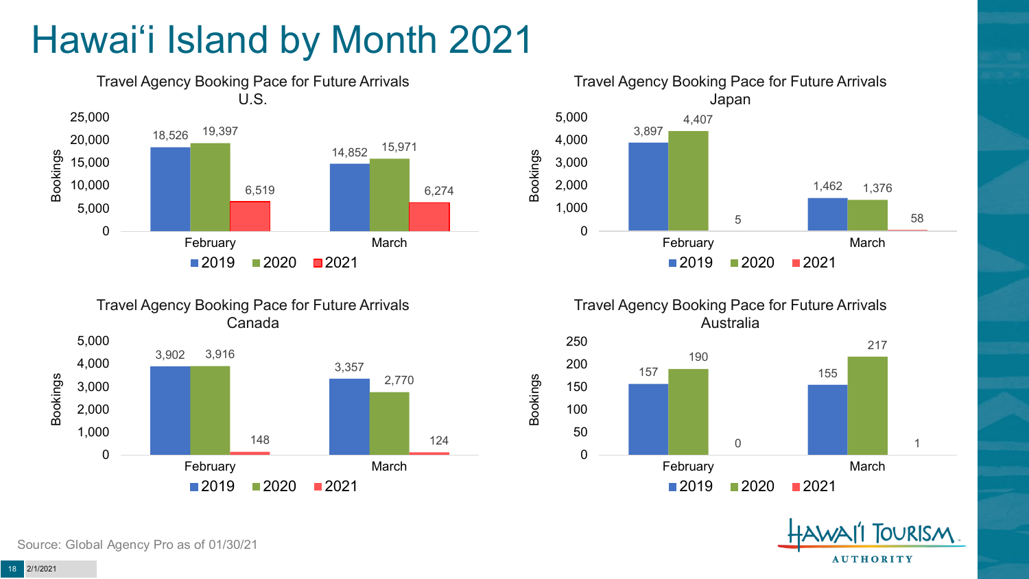# Hawai'i Island by Month 2021

### Travel Agency Booking Pace for Future Arrivals U.S.

| Bookings | 2019 | 2020 | 2021 |
|---|---|---|---|
| February | 18,526 | 19,397 | 6,519 |
| March | 14,852 | 15,971 | 6,274 |

### Travel Agency Booking Pace for Future Arrivals Japan

| Bookings | 2019 | 2020 | 2021 |
|---|---|---|---|
| February | 3,897 | 4,407 | 5 |
| March | 1,462 | 1,376 | 58 |

### Travel Agency Booking Pace for Future Arrivals Canada

| Bookings | 2019 | 2020 | 2021 |
|---|---|---|---|
| February | 3,902 | 3,916 | 148 |
| March | 3,357 | 2,770 | 124 |

### Travel Agency Booking Pace for Future Arrivals Australia

| Bookings | 2019 | 2020 | 2021 |
|---|---|---|---|
| February | 157 | 190 | 0 |
| March | 155 | 217 | 1 |

Source: Global Agency Pro as of 01/30/21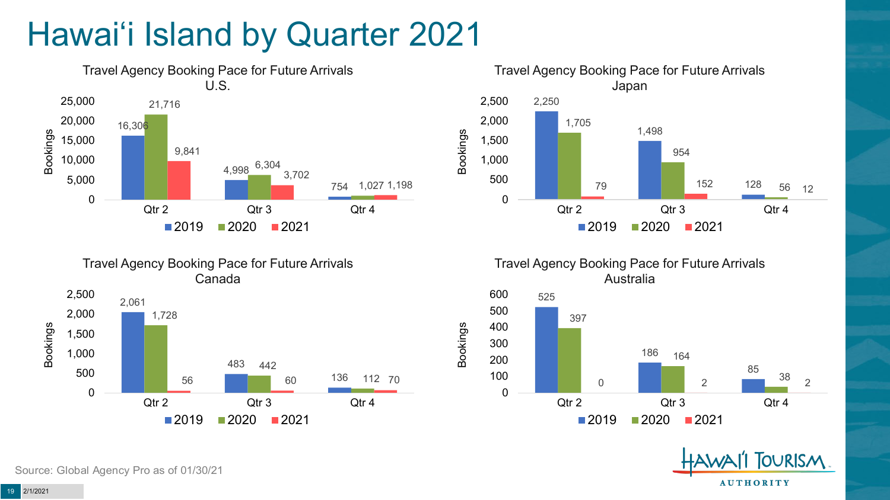# Hawai‘i Island by Quarter 2021

Travel Agency Booking Pace for Future Arrivals
U.S.

Bookings

25,000
20,000
15,000
10,000
5,000
0

Qtr 2: 16,306 21,716 9,841
Qtr 3: 4,998 6,304 3,702
Qtr 4: 754 1,027 1,198

2019 2020 2021

Travel Agency Booking Pace for Future Arrivals
Japan

Bookings

2,500
2,000
1,500
1,000
500
0

Qtr 2: 2,250 1,705 79
Qtr 3: 1,498 954 152
Qtr 4: 128 56 12

2019 2020 2021

Travel Agency Booking Pace for Future Arrivals
Canada

Bookings

2,500
2,000
1,500
1,000
500
0

Qtr 2: 2,061 1,728 56
Qtr 3: 483 442 60
Qtr 4: 136 112 70

2019 2020 2021

Travel Agency Booking Pace for Future Arrivals
Australia

Bookings

600
500
400
300
200
100
0

Qtr 2: 525 397 0
Qtr 3: 186 164 2
Qtr 4: 85 38 2

2019 2020 2021

Source: Global Agency Pro as of 01/30/21

HAWAI‘I TOURISM AUTHORITY